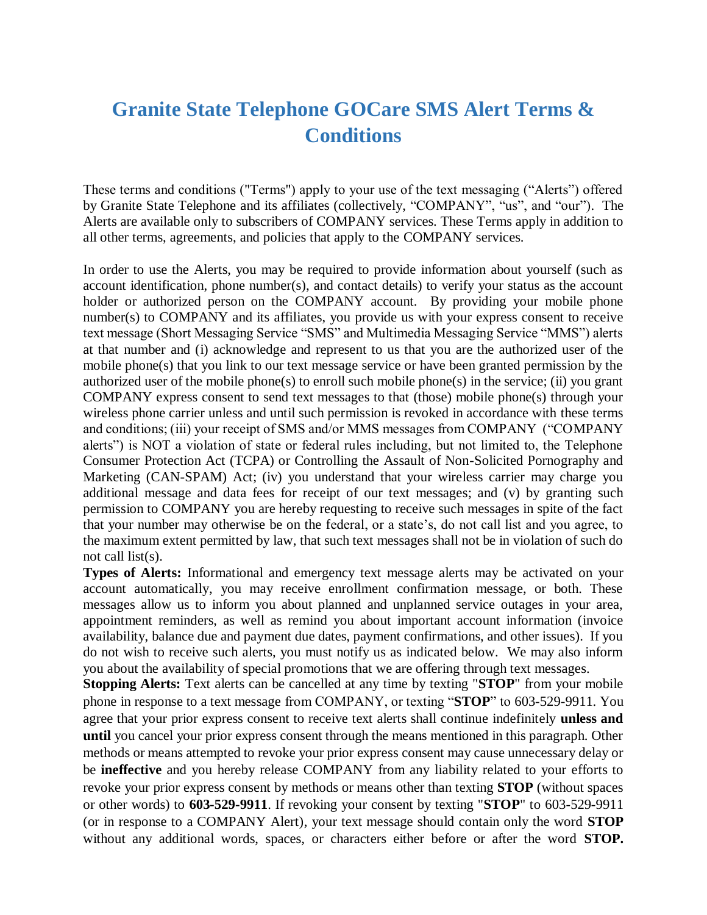# Granite State Telephone GOCare SMS Alert Terms & Conditions

These terms and conditions ("Terms") apply to your use of the text messaging ("Alerts") offered by Granite State Telephone and its affiliates (collectively, "COMPANY", "us", and "our"). The Alerts are available only to subscribers of COMPANY services. These Terms apply in addition to all other terms, agreements, and policies that apply to the COMPANY services.

In order to use the Alerts, you may be required to provide information about yourself (such as account identification, phone number(s), and contact details) to verify your status as the account holder or authorized person on the COMPANY account. By providing your mobile phone number(s) to COMPANY and its affiliates, you provide us with your express consent to receive text message (Short Messaging Service "SMS" and Multimedia Messaging Service "MMS") alerts at that number and (i) acknowledge and represent to us that you are the authorized user of the mobile phone(s) that you link to our text message service or have been granted permission by the authorized user of the mobile phone(s) to enroll such mobile phone(s) in the service; (ii) you grant COMPANY express consent to send text messages to that (those) mobile phone(s) through your wireless phone carrier unless and until such permission is revoked in accordance with these terms and conditions; (iii) your receipt of SMS and/or MMS messages from COMPANY ("COMPANY alerts") is NOT a violation of state or federal rules including, but not limited to, the Telephone Consumer Protection Act (TCPA) or Controlling the Assault of Non-Solicited Pornography and Marketing (CAN-SPAM) Act; (iv) you understand that your wireless carrier may charge you additional message and data fees for receipt of our text messages; and (v) by granting such permission to COMPANY you are hereby requesting to receive such messages in spite of the fact that your number may otherwise be on the federal, or a state's, do not call list and you agree, to the maximum extent permitted by law, that such text messages shall not be in violation of such do not call list(s).

**Types of Alerts:** Informational and emergency text message alerts may be activated on your account automatically, you may receive enrollment confirmation message, or both. These messages allow us to inform you about planned and unplanned service outages in your area, appointment reminders, as well as remind you about important account information (invoice availability, balance due and payment due dates, payment confirmations, and other issues). If you do not wish to receive such alerts, you must notify us as indicated below. We may also inform you about the availability of special promotions that we are offering through text messages.

**Stopping Alerts:** Text alerts can be cancelled at any time by texting "**STOP**" from your mobile phone in response to a text message from COMPANY, or texting "**STOP**" to 603-529-9911. You agree that your prior express consent to receive text alerts shall continue indefinitely **unless and until** you cancel your prior express consent through the means mentioned in this paragraph. Other methods or means attempted to revoke your prior express consent may cause unnecessary delay or be **ineffective** and you hereby release COMPANY from any liability related to your efforts to revoke your prior express consent by methods or means other than texting **STOP** (without spaces or other words) to **603-529-9911**. If revoking your consent by texting "**STOP**" to 603-529-9911 (or in response to a COMPANY Alert), your text message should contain only the word **STOP** without any additional words, spaces, or characters either before or after the word **STOP.**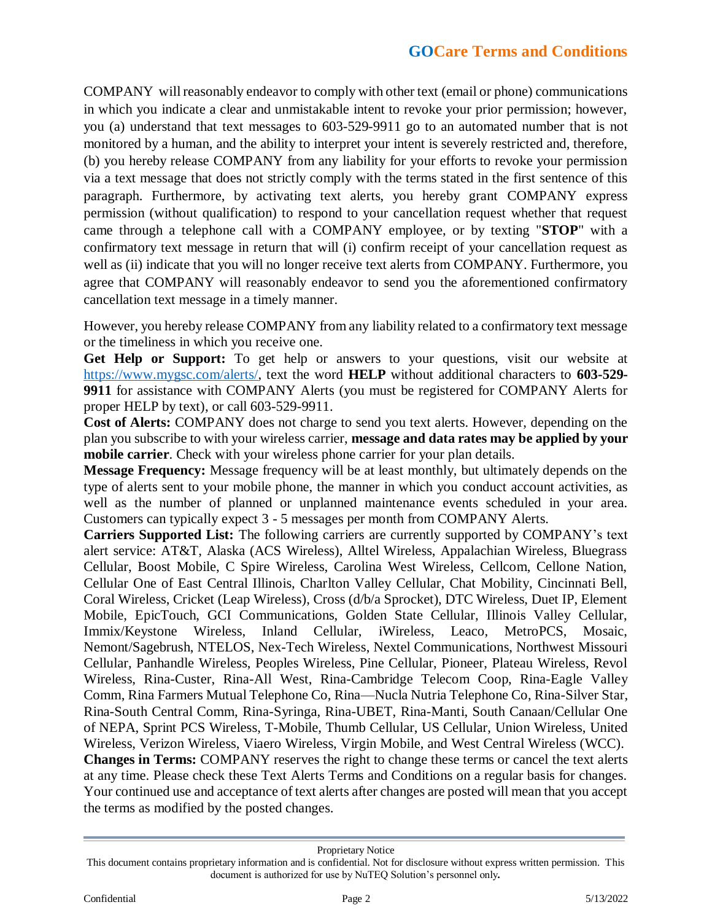COMPANY will reasonably endeavor to comply with other text (email or phone) communications in which you indicate a clear and unmistakable intent to revoke your prior permission; however, you (a) understand that text messages to 603-529-9911 go to an automated number that is not monitored by a human, and the ability to interpret your intent is severely restricted and, therefore, (b) you hereby release COMPANY from any liability for your efforts to revoke your permission via a text message that does not strictly comply with the terms stated in the first sentence of this paragraph. Furthermore, by activating text alerts, you hereby grant COMPANY express permission (without qualification) to respond to your cancellation request whether that request came through a telephone call with a COMPANY employee, or by texting "**STOP**" with a confirmatory text message in return that will (i) confirm receipt of your cancellation request as well as (ii) indicate that you will no longer receive text alerts from COMPANY. Furthermore, you agree that COMPANY will reasonably endeavor to send you the aforementioned confirmatory cancellation text message in a timely manner.

However, you hereby release COMPANY from any liability related to a confirmatory text message or the timeliness in which you receive one.

**Get Help or Support:** To get help or answers to your questions, visit our website at https://www.mygsc.com/alerts/, text the word **HELP** without additional characters to **603-529-9911** for assistance with COMPANY Alerts (you must be registered for COMPANY Alerts for proper HELP by text), or call 603-529-9911.

**Cost of Alerts:** COMPANY does not charge to send you text alerts. However, depending on the plan you subscribe to with your wireless carrier, **message and data rates may be applied by your mobile carrier**. Check with your wireless phone carrier for your plan details.

**Message Frequency:** Message frequency will be at least monthly, but ultimately depends on the type of alerts sent to your mobile phone, the manner in which you conduct account activities, as well as the number of planned or unplanned maintenance events scheduled in your area. Customers can typically expect 3 - 5 messages per month from COMPANY Alerts.

**Carriers Supported List:** The following carriers are currently supported by COMPANY's text alert service: AT&T, Alaska (ACS Wireless), Alltel Wireless, Appalachian Wireless, Bluegrass Cellular, Boost Mobile, C Spire Wireless, Carolina West Wireless, Cellcom, Cellone Nation, Cellular One of East Central Illinois, Charlton Valley Cellular, Chat Mobility, Cincinnati Bell, Coral Wireless, Cricket (Leap Wireless), Cross (d/b/a Sprocket), DTC Wireless, Duet IP, Element Mobile, EpicTouch, GCI Communications, Golden State Cellular, Illinois Valley Cellular, Immix/Keystone Wireless, Inland Cellular, iWireless, Leaco, MetroPCS, Mosaic, Nemont/Sagebrush, NTELOS, Nex-Tech Wireless, Nextel Communications, Northwest Missouri Cellular, Panhandle Wireless, Peoples Wireless, Pine Cellular, Pioneer, Plateau Wireless, Revol Wireless, Rina-Custer, Rina-All West, Rina-Cambridge Telecom Coop, Rina-Eagle Valley Comm, Rina Farmers Mutual Telephone Co, Rina—Nucla Nutria Telephone Co, Rina-Silver Star, Rina-South Central Comm, Rina-Syringa, Rina-UBET, Rina-Manti, South Canaan/Cellular One of NEPA, Sprint PCS Wireless, T-Mobile, Thumb Cellular, US Cellular, Union Wireless, United Wireless, Verizon Wireless, Viaero Wireless, Virgin Mobile, and West Central Wireless (WCC).

**Changes in Terms:** COMPANY reserves the right to change these terms or cancel the text alerts at any time. Please check these Text Alerts Terms and Conditions on a regular basis for changes. Your continued use and acceptance of text alerts after changes are posted will mean that you accept the terms as modified by the posted changes.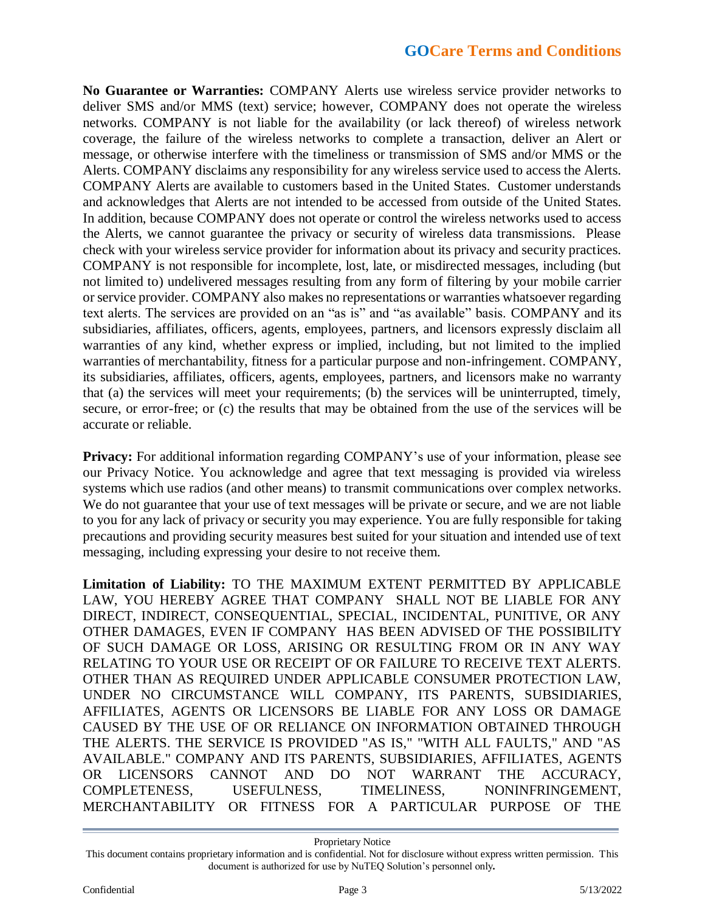**No Guarantee or Warranties:** COMPANY Alerts use wireless service provider networks to deliver SMS and/or MMS (text) service; however, COMPANY does not operate the wireless networks. COMPANY is not liable for the availability (or lack thereof) of wireless network coverage, the failure of the wireless networks to complete a transaction, deliver an Alert or message, or otherwise interfere with the timeliness or transmission of SMS and/or MMS or the Alerts. COMPANY disclaims any responsibility for any wireless service used to access the Alerts. COMPANY Alerts are available to customers based in the United States. Customer understands and acknowledges that Alerts are not intended to be accessed from outside of the United States. In addition, because COMPANY does not operate or control the wireless networks used to access the Alerts, we cannot guarantee the privacy or security of wireless data transmissions. Please check with your wireless service provider for information about its privacy and security practices. COMPANY is not responsible for incomplete, lost, late, or misdirected messages, including (but not limited to) undelivered messages resulting from any form of filtering by your mobile carrier or service provider. COMPANY also makes no representations or warranties whatsoever regarding text alerts. The services are provided on an "as is" and "as available" basis. COMPANY and its subsidiaries, affiliates, officers, agents, employees, partners, and licensors expressly disclaim all warranties of any kind, whether express or implied, including, but not limited to the implied warranties of merchantability, fitness for a particular purpose and non-infringement. COMPANY, its subsidiaries, affiliates, officers, agents, employees, partners, and licensors make no warranty that (a) the services will meet your requirements; (b) the services will be uninterrupted, timely, secure, or error-free; or (c) the results that may be obtained from the use of the services will be accurate or reliable.

**Privacy:** For additional information regarding COMPANY's use of your information, please see our Privacy Notice. You acknowledge and agree that text messaging is provided via wireless systems which use radios (and other means) to transmit communications over complex networks. We do not guarantee that your use of text messages will be private or secure, and we are not liable to you for any lack of privacy or security you may experience. You are fully responsible for taking precautions and providing security measures best suited for your situation and intended use of text messaging, including expressing your desire to not receive them.

**Limitation of Liability:** TO THE MAXIMUM EXTENT PERMITTED BY APPLICABLE LAW, YOU HEREBY AGREE THAT COMPANY SHALL NOT BE LIABLE FOR ANY DIRECT, INDIRECT, CONSEQUENTIAL, SPECIAL, INCIDENTAL, PUNITIVE, OR ANY OTHER DAMAGES, EVEN IF COMPANY HAS BEEN ADVISED OF THE POSSIBILITY OF SUCH DAMAGE OR LOSS, ARISING OR RESULTING FROM OR IN ANY WAY RELATING TO YOUR USE OR RECEIPT OF OR FAILURE TO RECEIVE TEXT ALERTS. OTHER THAN AS REQUIRED UNDER APPLICABLE CONSUMER PROTECTION LAW, UNDER NO CIRCUMSTANCE WILL COMPANY, ITS PARENTS, SUBSIDIARIES, AFFILIATES, AGENTS OR LICENSORS BE LIABLE FOR ANY LOSS OR DAMAGE CAUSED BY THE USE OF OR RELIANCE ON INFORMATION OBTAINED THROUGH THE ALERTS. THE SERVICE IS PROVIDED "AS IS," "WITH ALL FAULTS," AND "AS AVAILABLE." COMPANY AND ITS PARENTS, SUBSIDIARIES, AFFILIATES, AGENTS OR LICENSORS CANNOT AND DO NOT WARRANT THE ACCURACY, COMPLETENESS, USEFULNESS, TIMELINESS, NONINFRINGEMENT, MERCHANTABILITY OR FITNESS FOR A PARTICULAR PURPOSE OF THE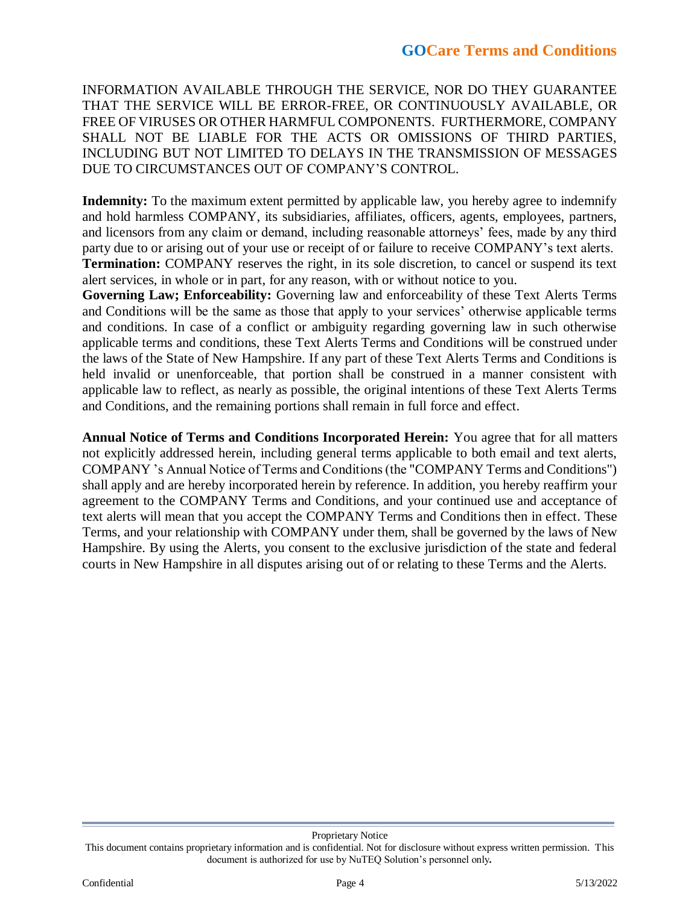INFORMATION AVAILABLE THROUGH THE SERVICE, NOR DO THEY GUARANTEE THAT THE SERVICE WILL BE ERROR-FREE, OR CONTINUOUSLY AVAILABLE, OR FREE OF VIRUSES OR OTHER HARMFUL COMPONENTS. FURTHERMORE, COMPANY SHALL NOT BE LIABLE FOR THE ACTS OR OMISSIONS OF THIRD PARTIES, INCLUDING BUT NOT LIMITED TO DELAYS IN THE TRANSMISSION OF MESSAGES DUE TO CIRCUMSTANCES OUT OF COMPANY'S CONTROL.

**Indemnity:** To the maximum extent permitted by applicable law, you hereby agree to indemnify and hold harmless COMPANY, its subsidiaries, affiliates, officers, agents, employees, partners, and licensors from any claim or demand, including reasonable attorneys' fees, made by any third party due to or arising out of your use or receipt of or failure to receive COMPANY's text alerts.

**Termination:** COMPANY reserves the right, in its sole discretion, to cancel or suspend its text alert services, in whole or in part, for any reason, with or without notice to you.

**Governing Law; Enforceability:** Governing law and enforceability of these Text Alerts Terms and Conditions will be the same as those that apply to your services' otherwise applicable terms and conditions. In case of a conflict or ambiguity regarding governing law in such otherwise applicable terms and conditions, these Text Alerts Terms and Conditions will be construed under the laws of the State of New Hampshire. If any part of these Text Alerts Terms and Conditions is held invalid or unenforceable, that portion shall be construed in a manner consistent with applicable law to reflect, as nearly as possible, the original intentions of these Text Alerts Terms and Conditions, and the remaining portions shall remain in full force and effect.

**Annual Notice of Terms and Conditions Incorporated Herein:** You agree that for all matters not explicitly addressed herein, including general terms applicable to both email and text alerts, COMPANY 's Annual Notice of Terms and Conditions (the "COMPANY Terms and Conditions") shall apply and are hereby incorporated herein by reference. In addition, you hereby reaffirm your agreement to the COMPANY Terms and Conditions, and your continued use and acceptance of text alerts will mean that you accept the COMPANY Terms and Conditions then in effect. These Terms, and your relationship with COMPANY under them, shall be governed by the laws of New Hampshire. By using the Alerts, you consent to the exclusive jurisdiction of the state and federal courts in New Hampshire in all disputes arising out of or relating to these Terms and the Alerts.